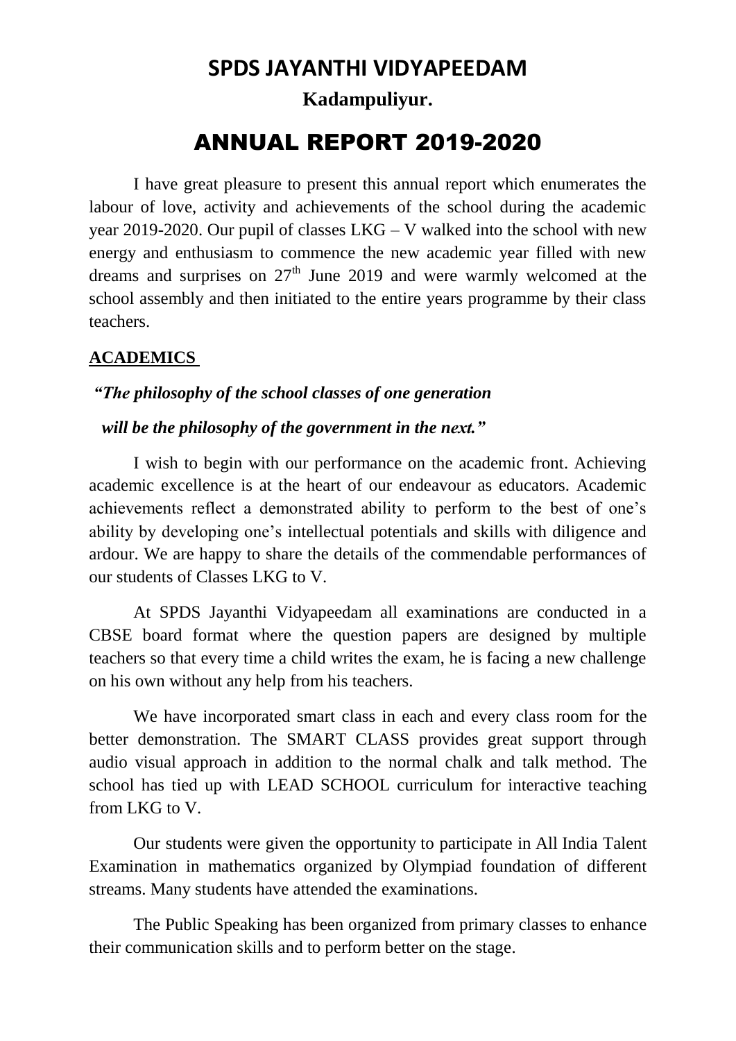# SPDS JAYANTHI VIDYAPEEDAM

**Kadampuliyur.**

# ANNUAL REPORT 2019-2020

I have great pleasure to present this annual report which enumerates the labour of love, activity and achievements of the school during the academic year 2019-2020. Our pupil of classes LKG – V walked into the school with new energy and enthusiasm to commence the new academic year filled with new dreams and surprises on 27th June 2019 and were warmly welcomed at the school assembly and then initiated to the entire years programme by their class teachers.

## ACADEMICS

***"The philosophy of the school classes of one generation***

***will be the philosophy of the government in the next."***

I wish to begin with our performance on the academic front. Achieving academic excellence is at the heart of our endeavour as educators. Academic achievements reflect a demonstrated ability to perform to the best of one's ability by developing one's intellectual potentials and skills with diligence and ardour. We are happy to share the details of the commendable performances of our students of Classes LKG to V.

At SPDS Jayanthi Vidyapeedam all examinations are conducted in a CBSE board format where the question papers are designed by multiple teachers so that every time a child writes the exam, he is facing a new challenge on his own without any help from his teachers.

We have incorporated smart class in each and every class room for the better demonstration. The SMART CLASS provides great support through audio visual approach in addition to the normal chalk and talk method. The school has tied up with LEAD SCHOOL curriculum for interactive teaching from LKG to V.

Our students were given the opportunity to participate in All India Talent Examination in mathematics organized by Olympiad foundation of different streams. Many students have attended the examinations.

The Public Speaking has been organized from primary classes to enhance their communication skills and to perform better on the stage.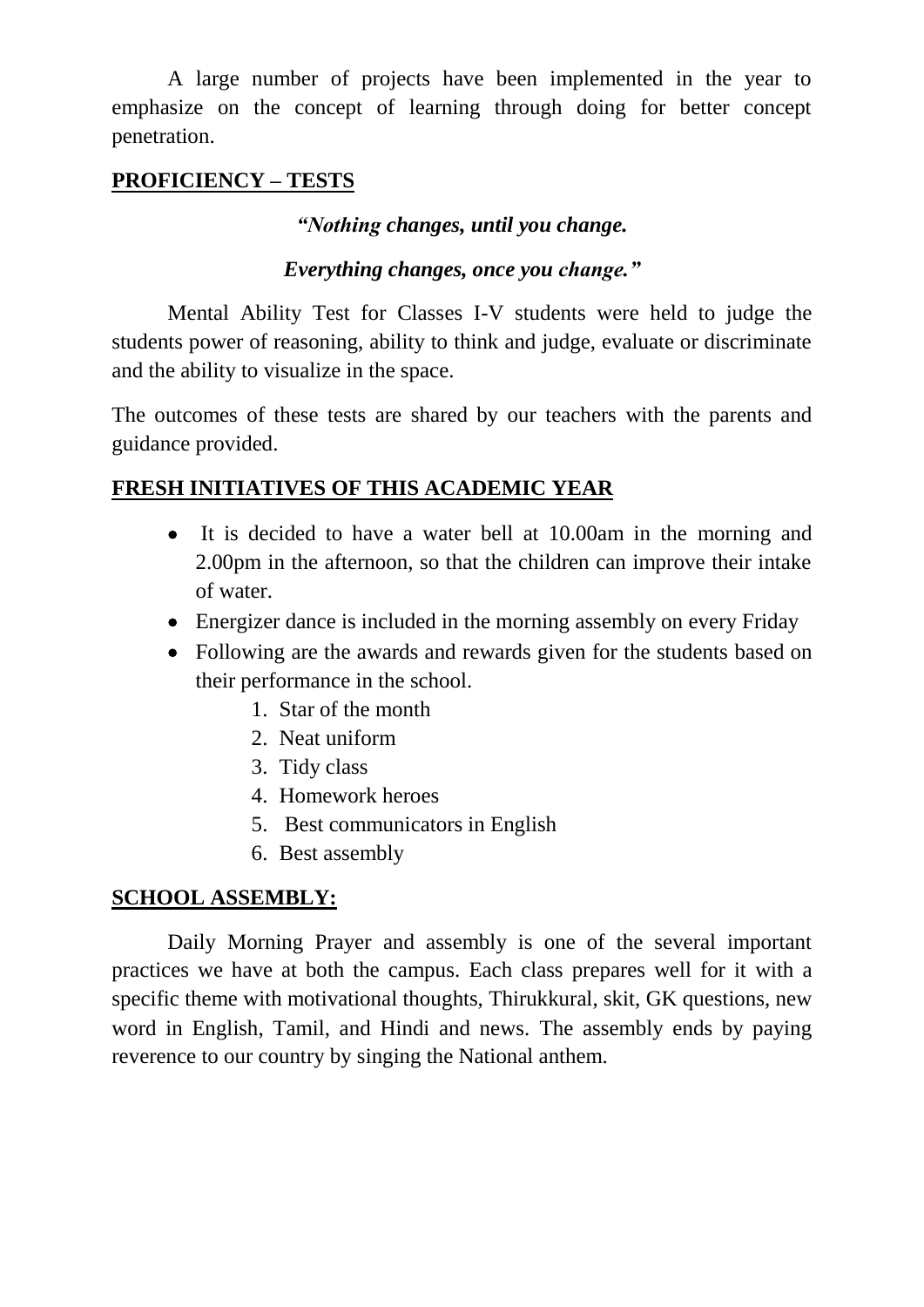A large number of projects have been implemented in the year to emphasize on the concept of learning through doing for better concept penetration.

## PROFICIENCY – TESTS

*"Nothing changes, until you change.*

*Everything changes, once you change."*

Mental Ability Test for Classes I-V students were held to judge the students power of reasoning, ability to think and judge, evaluate or discriminate and the ability to visualize in the space.

The outcomes of these tests are shared by our teachers with the parents and guidance provided.

## FRESH INITIATIVES OF THIS ACADEMIC YEAR

- It is decided to have a water bell at 10.00am in the morning and 2.00pm in the afternoon, so that the children can improve their intake of water.
- Energizer dance is included in the morning assembly on every Friday
- Following are the awards and rewards given for the students based on their performance in the school.
    1. Star of the month
    2. Neat uniform
    3. Tidy class
    4. Homework heroes
    5. Best communicators in English
    6. Best assembly

## SCHOOL ASSEMBLY:

Daily Morning Prayer and assembly is one of the several important practices we have at both the campus. Each class prepares well for it with a specific theme with motivational thoughts, Thirukkural, skit, GK questions, new word in English, Tamil, and Hindi and news. The assembly ends by paying reverence to our country by singing the National anthem.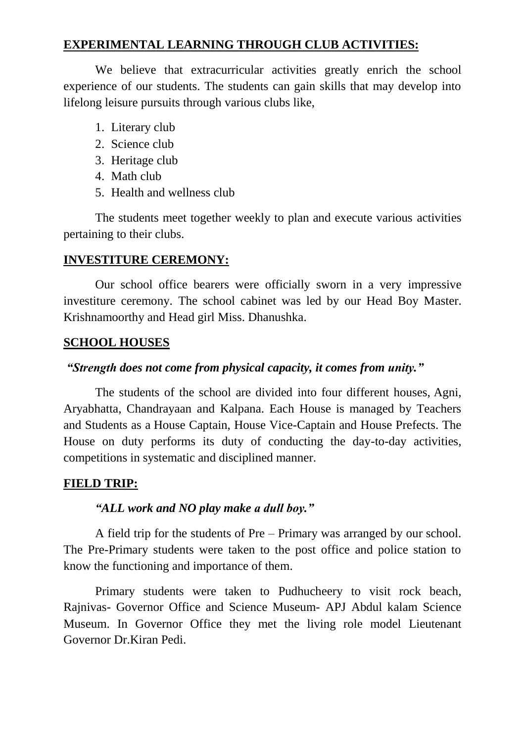## **EXPERIMENTAL LEARNING THROUGH CLUB ACTIVITIES:**

We believe that extracurricular activities greatly enrich the school experience of our students. The students can gain skills that may develop into lifelong leisure pursuits through various clubs like,

1. Literary club
2. Science club
3. Heritage club
4. Math club
5. Health and wellness club

The students meet together weekly to plan and execute various activities pertaining to their clubs.

## **INVESTITURE CEREMONY:**

Our school office bearers were officially sworn in a very impressive investiture ceremony. The school cabinet was led by our Head Boy Master. Krishnamoorthy and Head girl Miss. Dhanushka.

## **SCHOOL HOUSES**

***"Strength does not come from physical capacity, it comes from unity."***

The students of the school are divided into four different houses, Agni, Aryabhatta, Chandrayaan and Kalpana. Each House is managed by Teachers and Students as a House Captain, House Vice-Captain and House Prefects. The House on duty performs its duty of conducting the day-to-day activities, competitions in systematic and disciplined manner.

## **FIELD TRIP:**

***"ALL work and NO play make a dull boy."***

A field trip for the students of Pre – Primary was arranged by our school. The Pre-Primary students were taken to the post office and police station to know the functioning and importance of them.

Primary students were taken to Pudhucheery to visit rock beach, Rajnivas- Governor Office and Science Museum- APJ Abdul kalam Science Museum. In Governor Office they met the living role model Lieutenant Governor Dr.Kiran Pedi.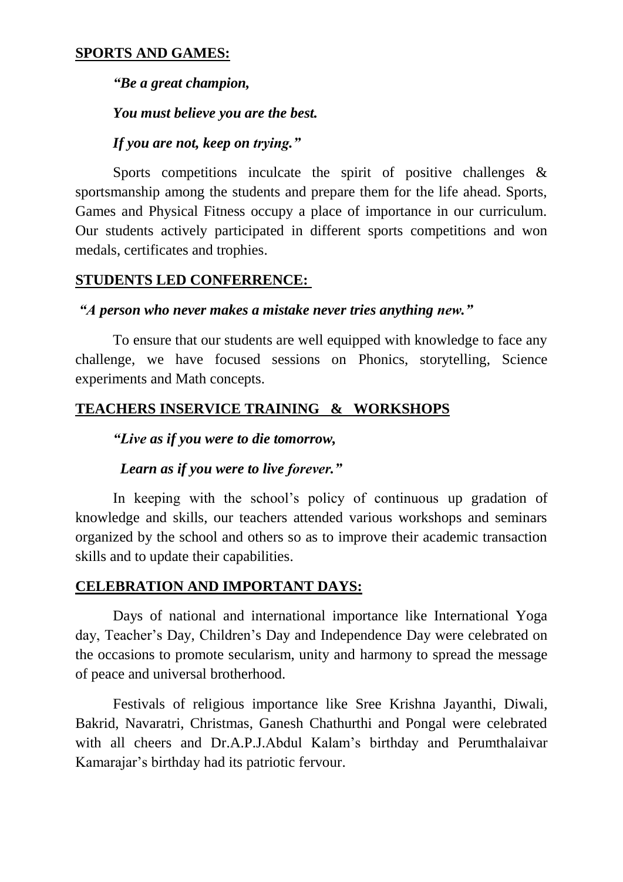## SPORTS AND GAMES:

***"Be a great champion,***

***You must believe you are the best.***

***If you are not, keep on trying."***

Sports competitions inculcate the spirit of positive challenges & sportsmanship among the students and prepare them for the life ahead. Sports, Games and Physical Fitness occupy a place of importance in our curriculum. Our students actively participated in different sports competitions and won medals, certificates and trophies.

## STUDENTS LED CONFERRENCE:

***"A person who never makes a mistake never tries anything new."***

To ensure that our students are well equipped with knowledge to face any challenge, we have focused sessions on Phonics, storytelling, Science experiments and Math concepts.

## TEACHERS INSERVICE TRAINING & WORKSHOPS

***"Live as if you were to die tomorrow,***

***Learn as if you were to live forever."***

In keeping with the school's policy of continuous up gradation of knowledge and skills, our teachers attended various workshops and seminars organized by the school and others so as to improve their academic transaction skills and to update their capabilities.

## CELEBRATION AND IMPORTANT DAYS:

Days of national and international importance like International Yoga day, Teacher's Day, Children's Day and Independence Day were celebrated on the occasions to promote secularism, unity and harmony to spread the message of peace and universal brotherhood.

Festivals of religious importance like Sree Krishna Jayanthi, Diwali, Bakrid, Navaratri, Christmas, Ganesh Chathurthi and Pongal were celebrated with all cheers and Dr.A.P.J.Abdul Kalam's birthday and Perumthalaivar Kamarajar's birthday had its patriotic fervour.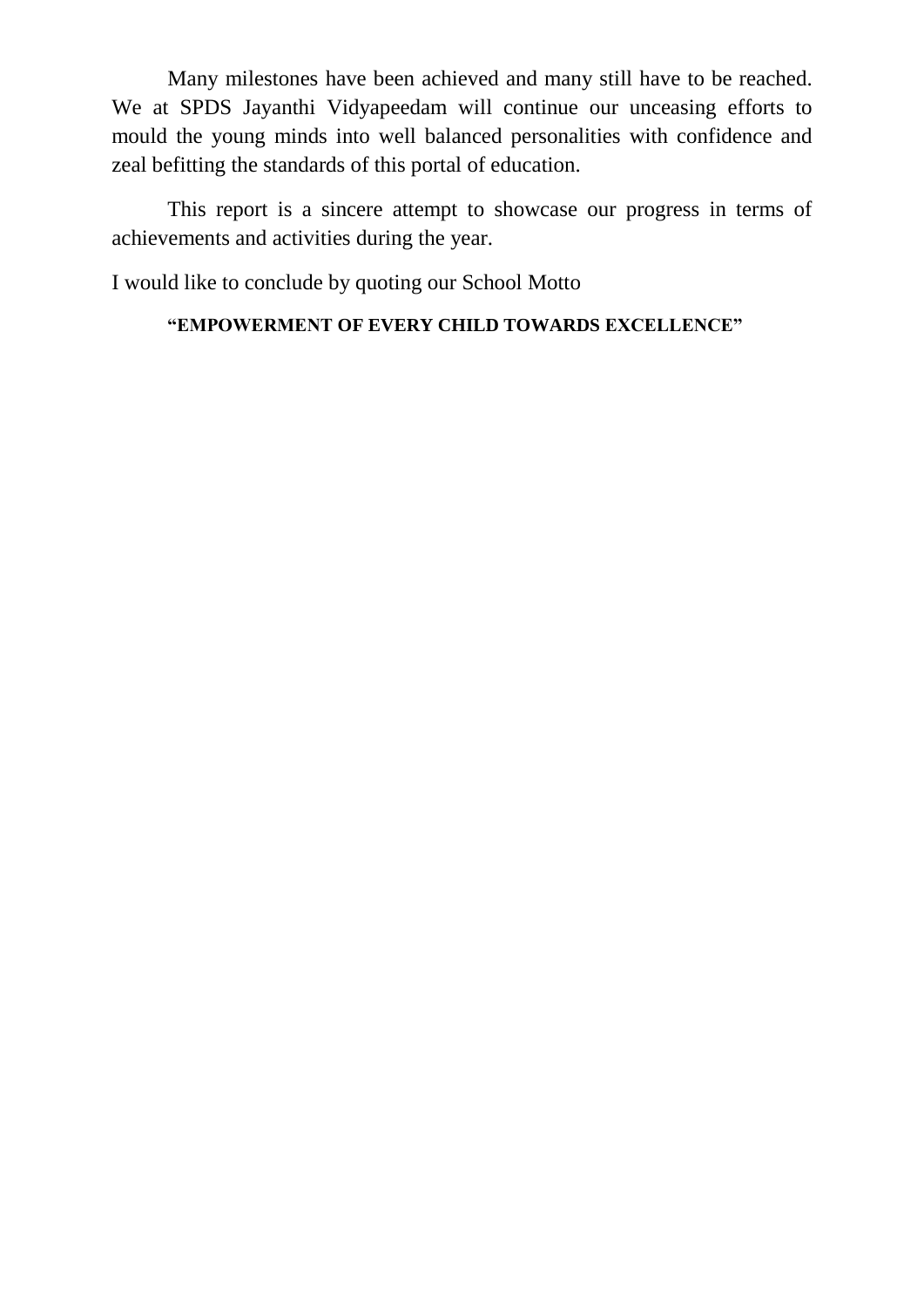Many milestones have been achieved and many still have to be reached. We at SPDS Jayanthi Vidyapeedam will continue our unceasing efforts to mould the young minds into well balanced personalities with confidence and zeal befitting the standards of this portal of education.

This report is a sincere attempt to showcase our progress in terms of achievements and activities during the year.

I would like to conclude by quoting our School Motto

**"EMPOWERMENT OF EVERY CHILD TOWARDS EXCELLENCE"**